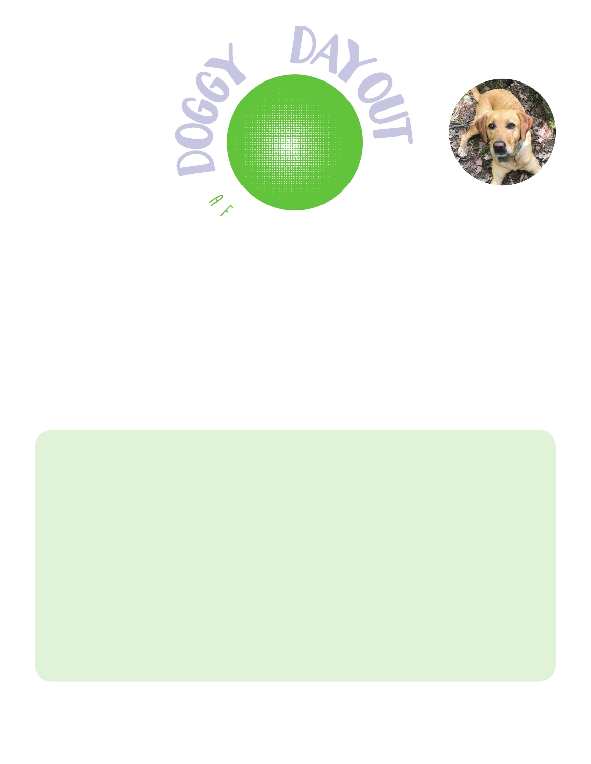# DOGGY DAY OUT

A F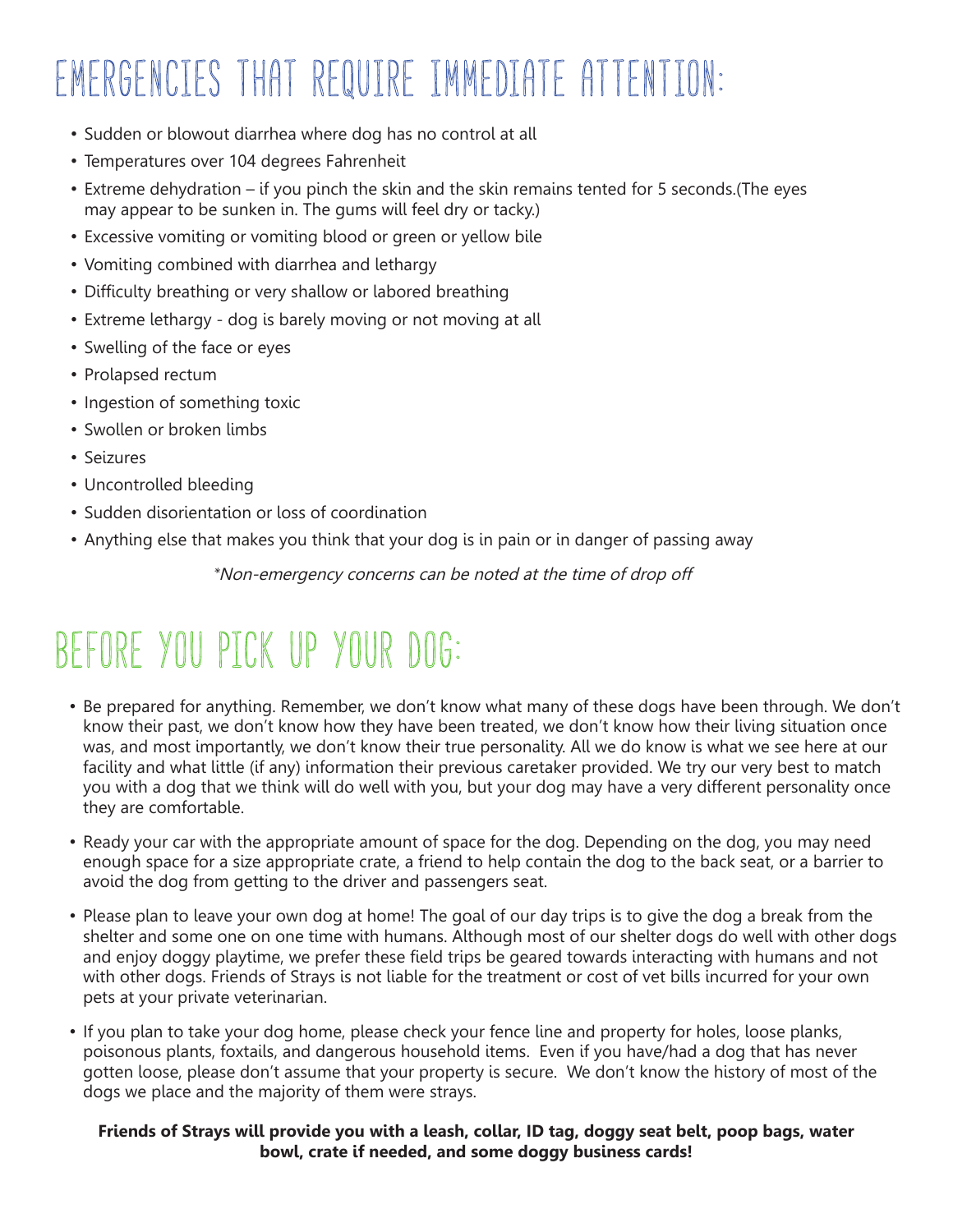# EMERGENCIES THAT REQUIRE IMMEDIATE ATTENTION:

- Sudden or blowout diarrhea where dog has no control at all
- Temperatures over 104 degrees Fahrenheit
- Extreme dehydration – if you pinch the skin and the skin remains tented for 5 seconds.(The eyes may appear to be sunken in. The gums will feel dry or tacky.)
- Excessive vomiting or vomiting blood or green or yellow bile
- Vomiting combined with diarrhea and lethargy
- Difficulty breathing or very shallow or labored breathing
- Extreme lethargy - dog is barely moving or not moving at all
- Swelling of the face or eyes
- Prolapsed rectum
- Ingestion of something toxic
- Swollen or broken limbs
- Seizures
- Uncontrolled bleeding
- Sudden disorientation or loss of coordination
- Anything else that makes you think that your dog is in pain or in danger of passing away

*\*Non-emergency concerns can be noted at the time of drop off*

# BEFORE YOU PICK UP YOUR DOG:

- Be prepared for anything. Remember, we don't know what many of these dogs have been through. We don't know their past, we don't know how they have been treated, we don't know how their living situation once was, and most importantly, we don't know their true personality. All we do know is what we see here at our facility and what little (if any) information their previous caretaker provided. We try our very best to match you with a dog that we think will do well with you, but your dog may have a very different personality once they are comfortable.
- Ready your car with the appropriate amount of space for the dog. Depending on the dog, you may need enough space for a size appropriate crate, a friend to help contain the dog to the back seat, or a barrier to avoid the dog from getting to the driver and passengers seat.
- Please plan to leave your own dog at home! The goal of our day trips is to give the dog a break from the shelter and some one on one time with humans. Although most of our shelter dogs do well with other dogs and enjoy doggy playtime, we prefer these field trips be geared towards interacting with humans and not with other dogs. Friends of Strays is not liable for the treatment or cost of vet bills incurred for your own pets at your private veterinarian.
- If you plan to take your dog home, please check your fence line and property for holes, loose planks, poisonous plants, foxtails, and dangerous household items. Even if you have/had a dog that has never gotten loose, please don't assume that your property is secure. We don't know the history of most of the dogs we place and the majority of them were strays.

**Friends of Strays will provide you with a leash, collar, ID tag, doggy seat belt, poop bags, water bowl, crate if needed, and some doggy business cards!**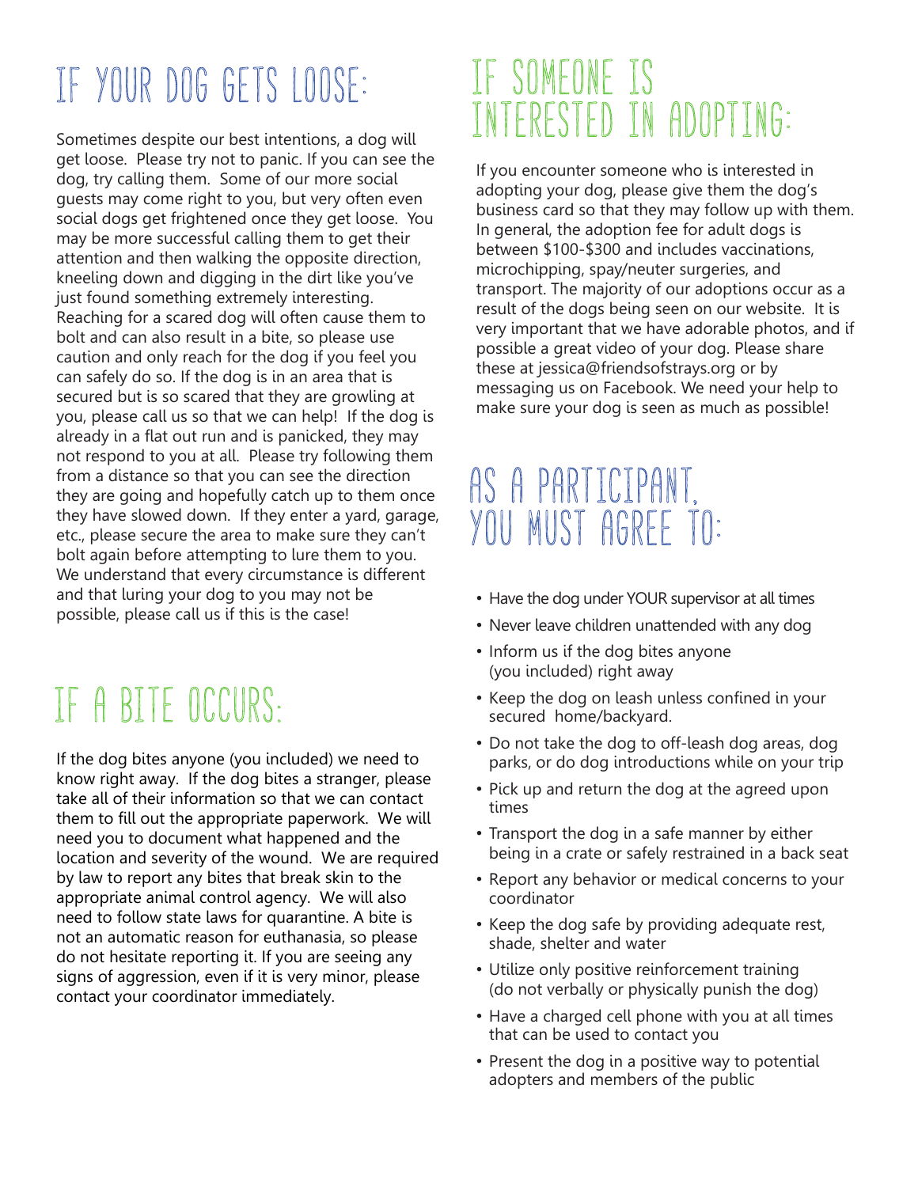## If your dog gets loose:

Sometimes despite our best intentions, a dog will get loose. Please try not to panic. If you can see the dog, try calling them. Some of our more social guests may come right to you, but very often even social dogs get frightened once they get loose. You may be more successful calling them to get their attention and then walking the opposite direction, kneeling down and digging in the dirt like you've just found something extremely interesting. Reaching for a scared dog will often cause them to bolt and can also result in a bite, so please use caution and only reach for the dog if you feel you can safely do so. If the dog is in an area that is secured but is so scared that they are growling at you, please call us so that we can help! If the dog is already in a flat out run and is panicked, they may not respond to you at all. Please try following them from a distance so that you can see the direction they are going and hopefully catch up to them once they have slowed down. If they enter a yard, garage, etc., please secure the area to make sure they can't bolt again before attempting to lure them to you. We understand that every circumstance is different and that luring your dog to you may not be possible, please call us if this is the case!

## If a bite occurs:

If the dog bites anyone (you included) we need to know right away. If the dog bites a stranger, please take all of their information so that we can contact them to fill out the appropriate paperwork. We will need you to document what happened and the location and severity of the wound. We are required by law to report any bites that break skin to the appropriate animal control agency. We will also need to follow state laws for quarantine. A bite is not an automatic reason for euthanasia, so please do not hesitate reporting it. If you are seeing any signs of aggression, even if it is very minor, please contact your coordinator immediately.

## If someone is interested in adopting:

If you encounter someone who is interested in adopting your dog, please give them the dog's business card so that they may follow up with them. In general, the adoption fee for adult dogs is between $100-$300 and includes vaccinations, microchipping, spay/neuter surgeries, and transport. The majority of our adoptions occur as a result of the dogs being seen on our website. It is very important that we have adorable photos, and if possible a great video of your dog. Please share these at jessica@friendsofstrays.org or by messaging us on Facebook. We need your help to make sure your dog is seen as much as possible!

## As a participant, you must agree to:

- Have the dog under YOUR supervisor at all times
- Never leave children unattended with any dog
- Inform us if the dog bites anyone (you included) right away
- Keep the dog on leash unless confined in your secured home/backyard.
- Do not take the dog to off-leash dog areas, dog parks, or do dog introductions while on your trip
- Pick up and return the dog at the agreed upon times
- Transport the dog in a safe manner by either being in a crate or safely restrained in a back seat
- Report any behavior or medical concerns to your coordinator
- Keep the dog safe by providing adequate rest, shade, shelter and water
- Utilize only positive reinforcement training (do not verbally or physically punish the dog)
- Have a charged cell phone with you at all times that can be used to contact you
- Present the dog in a positive way to potential adopters and members of the public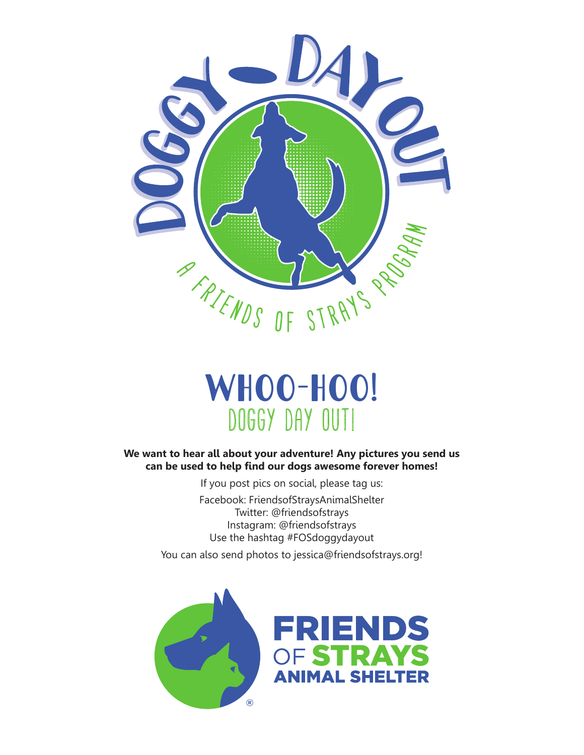DOGGY-DAY OUT

A FRIENDS OF STRAYS PROGRAM

# WHOO-HOO!

## DOGGY DAY OUT!

**We want to hear all about your adventure! Any pictures you send us can be used to help find our dogs awesome forever homes!**

If you post pics on social, please tag us:

Facebook: FriendsofStraysAnimalShelter
Twitter: @friendsofstrays
Instagram: @friendsofstrays
Use the hashtag #FOSdoggydayout

You can also send photos to jessica@friendsofstrays.org!

FRIENDS OF STRAYS ANIMAL SHELTER®